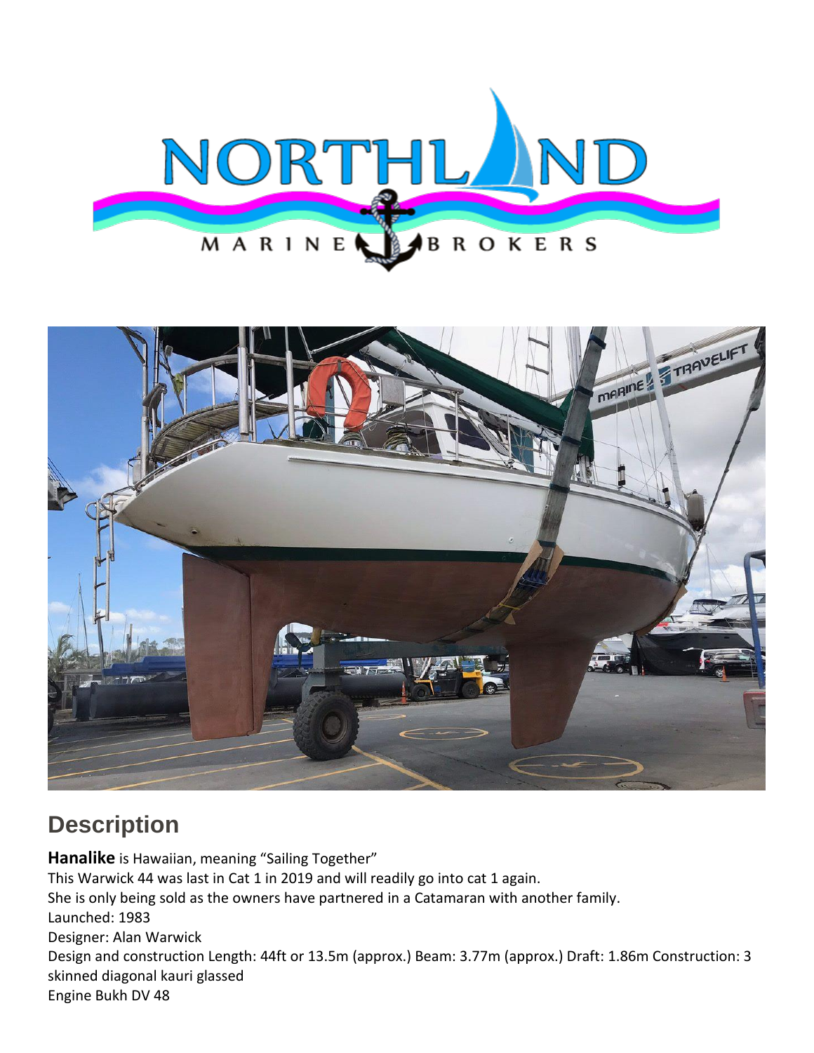## Description

**Hanalike** is Hawaiian, meaning "Sailing Together"

This Warwick 44 was last in Cat 1 in 2019 and will readily go into cat 1 again.

She is only being sold as the owners have partnered in a Catamaran with another family.

Launched: 1983

Designer: Alan Warwick

Design and construction Length: 44ft or 13.5m (approx.) Beam: 3.77m (approx.) Draft: 1.86m Construction: 3 skinned diagonal kauri glassed

Engine Bukh DV 48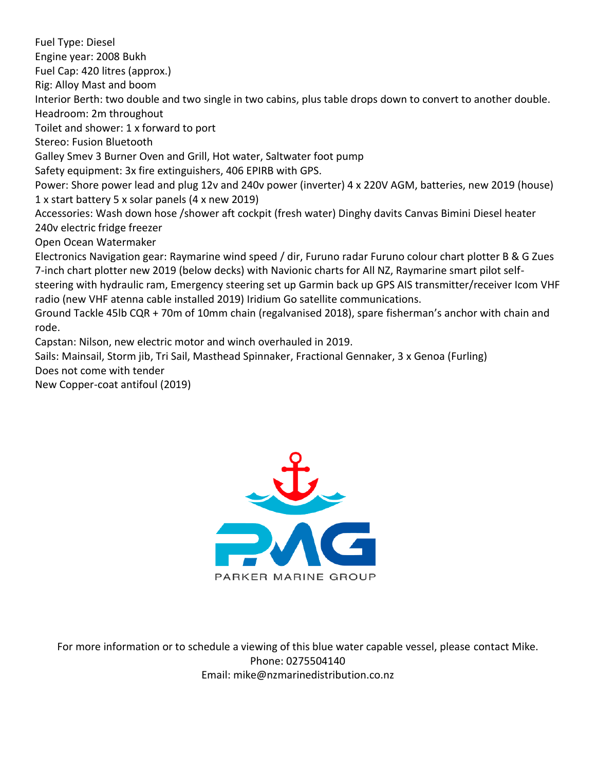Fuel Type: Diesel
Engine year: 2008 Bukh
Fuel Cap: 420 litres (approx.)
Rig: Alloy Mast and boom
Interior Berth: two double and two single in two cabins, plus table drops down to convert to another double.
Headroom: 2m throughout
Toilet and shower: 1 x forward to port
Stereo: Fusion Bluetooth
Galley Smev 3 Burner Oven and Grill, Hot water, Saltwater foot pump
Safety equipment: 3x fire extinguishers, 406 EPIRB with GPS.
Power: Shore power lead and plug 12v and 240v power (inverter) 4 x 220V AGM, batteries, new 2019 (house) 1 x start battery 5 x solar panels (4 x new 2019)
Accessories: Wash down hose /shower aft cockpit (fresh water) Dinghy davits Canvas Bimini Diesel heater 240v electric fridge freezer
Open Ocean Watermaker
Electronics Navigation gear: Raymarine wind speed / dir, Furuno radar Furuno colour chart plotter B & G Zues 7-inch chart plotter new 2019 (below decks) with Navionic charts for All NZ, Raymarine smart pilot self-steering with hydraulic ram, Emergency steering set up Garmin back up GPS AIS transmitter/receiver Icom VHF radio (new VHF atenna cable installed 2019) Iridium Go satellite communications.
Ground Tackle 45lb CQR + 70m of 10mm chain (regalvanised 2018), spare fisherman's anchor with chain and rode.
Capstan: Nilson, new electric motor and winch overhauled in 2019.
Sails: Mainsail, Storm jib, Tri Sail, Masthead Spinnaker, Fractional Gennaker, 3 x Genoa (Furling)
Does not come with tender
New Copper-coat antifoul (2019)

PARKER MARINE GROUP

For more information or to schedule a viewing of this blue water capable vessel, please contact Mike.
Phone: 0275504140
Email: mike@nzmarinedistribution.co.nz